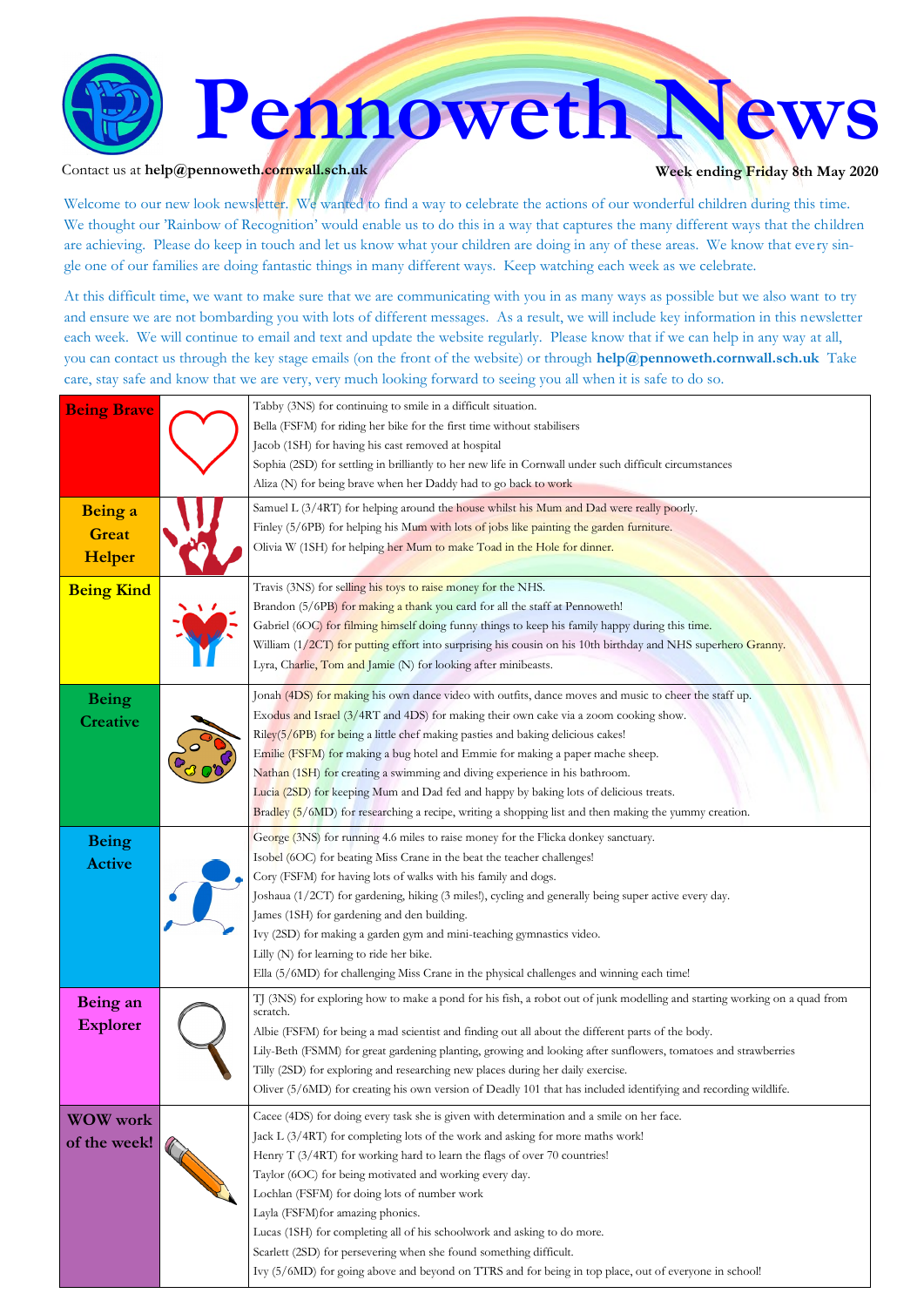# Pennoweth News

Contact us at **help@pennoweth.cornwall.sch.uk**

**Week ending Friday 8th May 2020**

Welcome to our new look newsletter. We wanted to find a way to celebrate the actions of our wonderful children during this time. We thought our 'Rainbow of Recognition' would enable us to do this in a way that captures the many different ways that the children are achieving. Please do keep in touch and let us know what your children are doing in any of these areas. We know that every single one of our families are doing fantastic things in many different ways. Keep watching each week as we celebrate.

At this difficult time, we want to make sure that we are communicating with you in as many ways as possible but we also want to try and ensure we are not bombarding you with lots of different messages. As a result, we will include key information in this newsletter each week. We will continue to email and text and update the website regularly. Please know that if we can help in any way at all, you can contact us through the key stage emails (on the front of the website) or through **help@pennoweth.cornwall.sch.uk** Take care, stay safe and know that we are very, very much looking forward to seeing you all when it is safe to do so.

| Category | Recognition |
|---|---|
| **Being Brave** | Tabby (3NS) for continuing to smile in a difficult situation.<br>Bella (FSFM) for riding her bike for the first time without stabilisers<br>Jacob (1SH) for having his cast removed at hospital<br>Sophia (2SD) for settling in brilliantly to her new life in Cornwall under such difficult circumstances<br>Aliza (N) for being brave when her Daddy had to go back to work |
| **Being a Great Helper** | Samuel L (3/4RT) for helping around the house whilst his Mum and Dad were really poorly.<br>Finley (5/6PB) for helping his Mum with lots of jobs like painting the garden furniture.<br>Olivia W (1SH) for helping her Mum to make Toad in the Hole for dinner. |
| **Being Kind** | Travis (3NS) for selling his toys to raise money for the NHS.<br>Brandon (5/6PB) for making a thank you card for all the staff at Pennoweth!<br>Gabriel (6OC) for filming himself doing funny things to keep his family happy during this time.<br>William (1/2CT) for putting effort into surprising his cousin on his 10th birthday and NHS superhero Granny.<br>Lyra, Charlie, Tom and Jamie (N) for looking after minibeasts. |
| **Being Creative** | Jonah (4DS) for making his own dance video with outfits, dance moves and music to cheer the staff up.<br>Exodus and Israel (3/4RT and 4DS) for making their own cake via a zoom cooking show.<br>Riley(5/6PB) for being a little chef making pasties and baking delicious cakes!<br>Emilie (FSFM) for making a bug hotel and Emmie for making a paper mache sheep.<br>Nathan (1SH) for creating a swimming and diving experience in his bathroom.<br>Lucia (2SD) for keeping Mum and Dad fed and happy by baking lots of delicious treats.<br>Bradley (5/6MD) for researching a recipe, writing a shopping list and then making the yummy creation. |
| **Being Active** | George (3NS) for running 4.6 miles to raise money for the Flicka donkey sanctuary.<br>Isobel (6OC) for beating Miss Crane in the beat the teacher challenges!<br>Cory (FSFM) for having lots of walks with his family and dogs.<br>Joshaua (1/2CT) for gardening, hiking (3 miles!), cycling and generally being super active every day.<br>James (1SH) for gardening and den building.<br>Ivy (2SD) for making a garden gym and mini-teaching gymnastics video.<br>Lilly (N) for learning to ride her bike.<br>Ella (5/6MD) for challenging Miss Crane in the physical challenges and winning each time! |
| **Being an Explorer** | TJ (3NS) for exploring how to make a pond for his fish, a robot out of junk modelling and starting working on a quad from scratch.<br>Albie (FSFM) for being a mad scientist and finding out all about the different parts of the body.<br>Lily-Beth (FSMM) for great gardening planting, growing and looking after sunflowers, tomatoes and strawberries<br>Tilly (2SD) for exploring and researching new places during her daily exercise.<br>Oliver (5/6MD) for creating his own version of Deadly 101 that has included identifying and recording wildlife. |
| **WOW work of the week!** | Cacee (4DS) for doing every task she is given with determination and a smile on her face.<br>Jack L (3/4RT) for completing lots of the work and asking for more maths work!<br>Henry T (3/4RT) for working hard to learn the flags of over 70 countries!<br>Taylor (6OC) for being motivated and working every day.<br>Lochlan (FSFM) for doing lots of number work<br>Layla (FSFM)for amazing phonics.<br>Lucas (1SH) for completing all of his schoolwork and asking to do more.<br>Scarlett (2SD) for persevering when she found something difficult.<br>Ivy (5/6MD) for going above and beyond on TTRS and for being in top place, out of everyone in school! |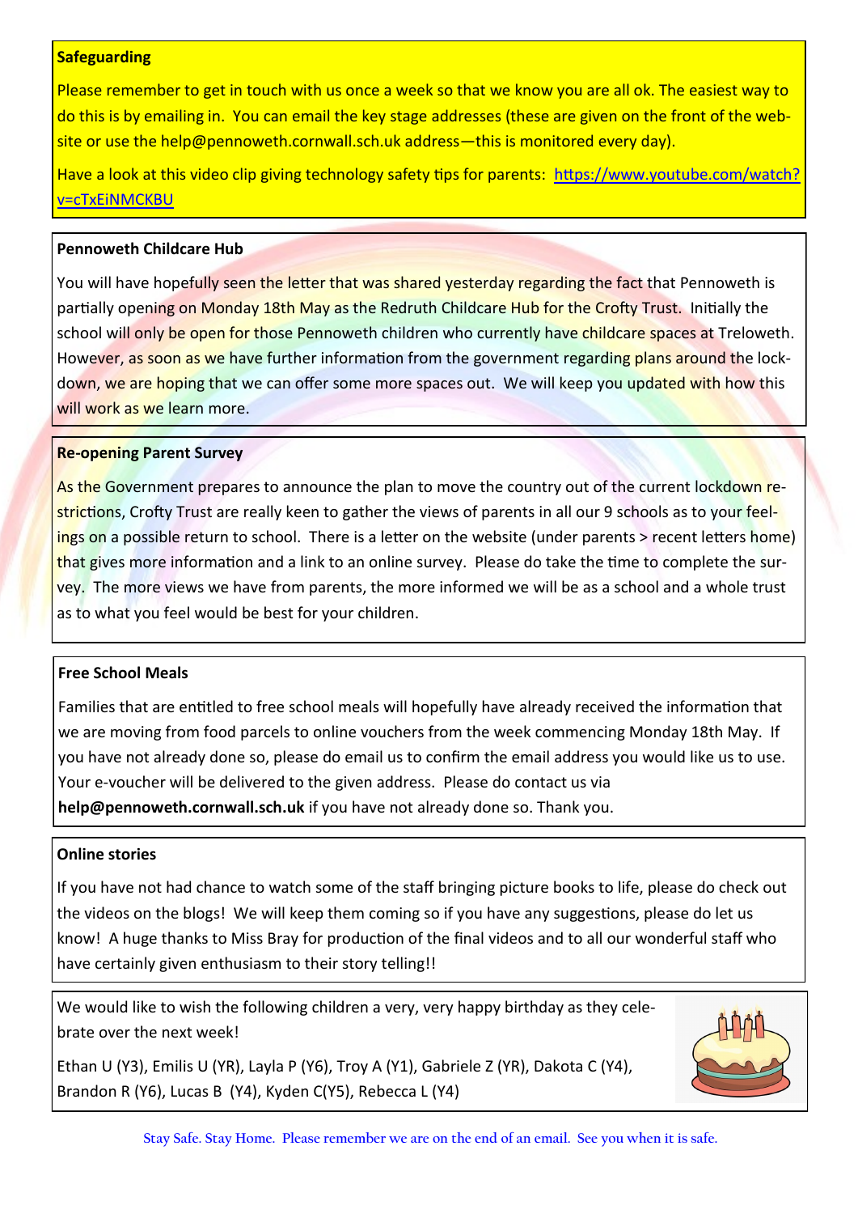**Safeguarding**

Please remember to get in touch with us once a week so that we know you are all ok. The easiest way to do this is by emailing in. You can email the key stage addresses (these are given on the front of the website or use the help@pennoweth.cornwall.sch.uk address—this is monitored every day).

Have a look at this video clip giving technology safety tips for parents: https://www.youtube.com/watch?v=cTxEiNMCKBU

**Pennoweth Childcare Hub**

You will have hopefully seen the letter that was shared yesterday regarding the fact that Pennoweth is partially opening on Monday 18th May as the Redruth Childcare Hub for the Crofty Trust. Initially the school will only be open for those Pennoweth children who currently have childcare spaces at Treloweth. However, as soon as we have further information from the government regarding plans around the lockdown, we are hoping that we can offer some more spaces out. We will keep you updated with how this will work as we learn more.

**Re-opening Parent Survey**

As the Government prepares to announce the plan to move the country out of the current lockdown restrictions, Crofty Trust are really keen to gather the views of parents in all our 9 schools as to your feelings on a possible return to school. There is a letter on the website (under parents > recent letters home) that gives more information and a link to an online survey. Please do take the time to complete the survey. The more views we have from parents, the more informed we will be as a school and a whole trust as to what you feel would be best for your children.

**Free School Meals**

Families that are entitled to free school meals will hopefully have already received the information that we are moving from food parcels to online vouchers from the week commencing Monday 18th May. If you have not already done so, please do email us to confirm the email address you would like us to use. Your e-voucher will be delivered to the given address. Please do contact us via **help@pennoweth.cornwall.sch.uk** if you have not already done so. Thank you.

**Online stories**

If you have not had chance to watch some of the staff bringing picture books to life, please do check out the videos on the blogs! We will keep them coming so if you have any suggestions, please do let us know! A huge thanks to Miss Bray for production of the final videos and to all our wonderful staff who have certainly given enthusiasm to their story telling!!

We would like to wish the following children a very, very happy birthday as they celebrate over the next week!

Ethan U (Y3), Emilis U (YR), Layla P (Y6), Troy A (Y1), Gabriele Z (YR), Dakota C (Y4), Brandon R (Y6), Lucas B (Y4), Kyden C(Y5), Rebecca L (Y4)

Stay Safe. Stay Home. Please remember we are on the end of an email. See you when it is safe.